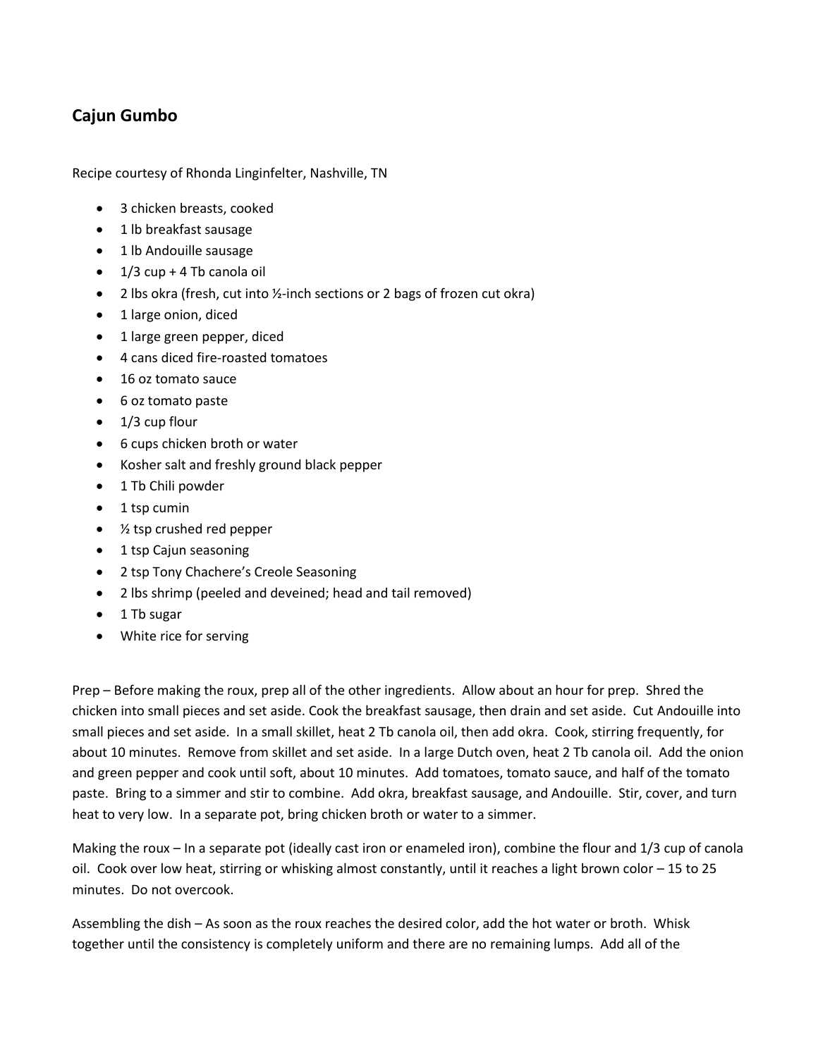## Cajun Gumbo

Recipe courtesy of Rhonda Linginfelter, Nashville, TN

- 3 chicken breasts, cooked
- 1 lb breakfast sausage
- 1 lb Andouille sausage
- 1/3 cup + 4 Tb canola oil
- 2 lbs okra (fresh, cut into ½-inch sections or 2 bags of frozen cut okra)
- 1 large onion, diced
- 1 large green pepper, diced
- 4 cans diced fire-roasted tomatoes
- 16 oz tomato sauce
- 6 oz tomato paste
- 1/3 cup flour
- 6 cups chicken broth or water
- Kosher salt and freshly ground black pepper
- 1 Tb Chili powder
- 1 tsp cumin
- ½ tsp crushed red pepper
- 1 tsp Cajun seasoning
- 2 tsp Tony Chachere's Creole Seasoning
- 2 lbs shrimp (peeled and deveined; head and tail removed)
- 1 Tb sugar
- White rice for serving

Prep – Before making the roux, prep all of the other ingredients. Allow about an hour for prep. Shred the chicken into small pieces and set aside. Cook the breakfast sausage, then drain and set aside. Cut Andouille into small pieces and set aside. In a small skillet, heat 2 Tb canola oil, then add okra. Cook, stirring frequently, for about 10 minutes. Remove from skillet and set aside. In a large Dutch oven, heat 2 Tb canola oil. Add the onion and green pepper and cook until soft, about 10 minutes. Add tomatoes, tomato sauce, and half of the tomato paste. Bring to a simmer and stir to combine. Add okra, breakfast sausage, and Andouille. Stir, cover, and turn heat to very low. In a separate pot, bring chicken broth or water to a simmer.

Making the roux – In a separate pot (ideally cast iron or enameled iron), combine the flour and 1/3 cup of canola oil. Cook over low heat, stirring or whisking almost constantly, until it reaches a light brown color – 15 to 25 minutes. Do not overcook.

Assembling the dish – As soon as the roux reaches the desired color, add the hot water or broth. Whisk together until the consistency is completely uniform and there are no remaining lumps. Add all of the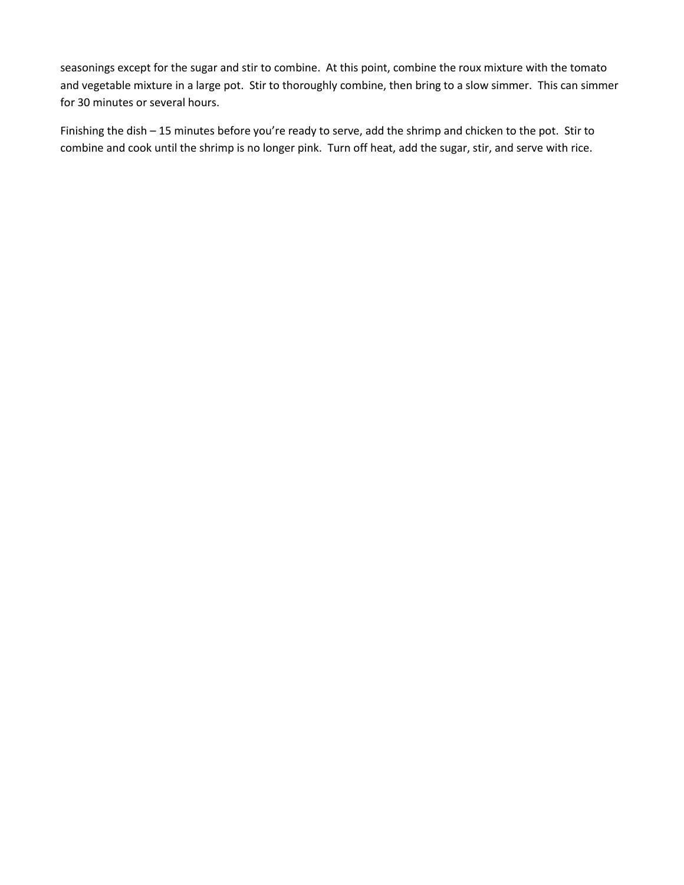seasonings except for the sugar and stir to combine. At this point, combine the roux mixture with the tomato and vegetable mixture in a large pot. Stir to thoroughly combine, then bring to a slow simmer. This can simmer for 30 minutes or several hours.

Finishing the dish – 15 minutes before you're ready to serve, add the shrimp and chicken to the pot. Stir to combine and cook until the shrimp is no longer pink. Turn off heat, add the sugar, stir, and serve with rice.